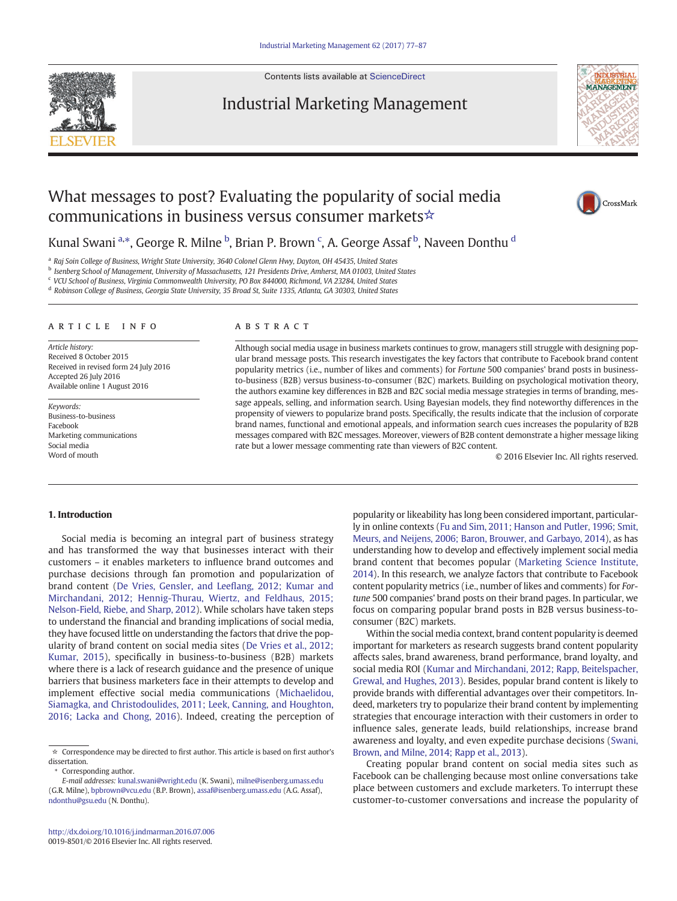# What messages to post? Evaluating the popularity of social media communications in business versus consumer markets☆

Kunal Swani [a,*], George R. Milne [b], Brian P. Brown [c], A. George Assaf [b], Naveen Donthu [d]

[a] Raj Soin College of Business, Wright State University, 3640 Colonel Glenn Hwy, Dayton, OH 45435, United States
[b] Isenberg School of Management, University of Massachusetts, 121 Presidents Drive, Amherst, MA 01003, United States
[c] VCU School of Business, Virginia Commonwealth University, PO Box 844000, Richmond, VA 23284, United States
[d] Robinson College of Business, Georgia State University, 35 Broad St, Suite 1335, Atlanta, GA 30303, United States

## ARTICLE INFO

*Article history:*
Received 8 October 2015
Received in revised form 24 July 2016
Accepted 26 July 2016
Available online 1 August 2016

*Keywords:*
Business-to-business
Facebook
Marketing communications
Social media
Word of mouth

## ABSTRACT

Although social media usage in business markets continues to grow, managers still struggle with designing popular brand message posts. This research investigates the key factors that contribute to Facebook brand content popularity metrics (i.e., number of likes and comments) for *Fortune* 500 companies' brand posts in business-to-business (B2B) versus business-to-consumer (B2C) markets. Building on psychological motivation theory, the authors examine key differences in B2B and B2C social media message strategies in terms of branding, message appeals, selling, and information search. Using Bayesian models, they find noteworthy differences in the propensity of viewers to popularize brand posts. Specifically, the results indicate that the inclusion of corporate brand names, functional and emotional appeals, and information search cues increases the popularity of B2B messages compared with B2C messages. Moreover, viewers of B2B content demonstrate a higher message liking rate but a lower message commenting rate than viewers of B2C content.

© 2016 Elsevier Inc. All rights reserved.

## 1. Introduction

Social media is becoming an integral part of business strategy and has transformed the way that businesses interact with their customers – it enables marketers to influence brand outcomes and purchase decisions through fan promotion and popularization of brand content (De Vries, Gensler, and Leeflang, 2012; Kumar and Mirchandani, 2012; Hennig-Thurau, Wiertz, and Feldhaus, 2015; Nelson-Field, Riebe, and Sharp, 2012). While scholars have taken steps to understand the financial and branding implications of social media, they have focused little on understanding the factors that drive the popularity of brand content on social media sites (De Vries et al., 2012; Kumar, 2015), specifically in business-to-business (B2B) markets where there is a lack of research guidance and the presence of unique barriers that business marketers face in their attempts to develop and implement effective social media communications (Michaelidou, Siamagka, and Christodoulides, 2011; Leek, Canning, and Houghton, 2016; Lacka and Chong, 2016). Indeed, creating the perception of popularity or likeability has long been considered important, particularly in online contexts (Fu and Sim, 2011; Hanson and Putler, 1996; Smit, Meurs, and Neijens, 2006; Baron, Brouwer, and Garbayo, 2014), as has understanding how to develop and effectively implement social media brand content that becomes popular (Marketing Science Institute, 2014). In this research, we analyze factors that contribute to Facebook content popularity metrics (i.e., number of likes and comments) for *Fortune* 500 companies' brand posts on their brand pages. In particular, we focus on comparing popular brand posts in B2B versus business-to-consumer (B2C) markets.

Within the social media context, brand content popularity is deemed important for marketers as research suggests brand content popularity affects sales, brand awareness, brand performance, brand loyalty, and social media ROI (Kumar and Mirchandani, 2012; Rapp, Beitelspacher, Grewal, and Hughes, 2013). Besides, popular brand content is likely to provide brands with differential advantages over their competitors. Indeed, marketers try to popularize their brand content by implementing strategies that encourage interaction with their customers in order to influence sales, generate leads, build relationships, increase brand awareness and loyalty, and even expedite purchase decisions (Swani, Brown, and Milne, 2014; Rapp et al., 2013).

Creating popular brand content on social media sites such as Facebook can be challenging because most online conversations take place between customers and exclude marketers. To interrupt these customer-to-customer conversations and increase the popularity of

☆ Correspondence may be directed to first author. This article is based on first author's dissertation.
* Corresponding author.
*E-mail addresses:* kunal.swani@wright.edu (K. Swani), milne@isenberg.umass.edu (G.R. Milne), bpbrown@vcu.edu (B.P. Brown), assaf@isenberg.umass.edu (A.G. Assaf), ndonthu@gsu.edu (N. Donthu).

http://dx.doi.org/10.1016/j.indmarman.2016.07.006
0019-8501/© 2016 Elsevier Inc. All rights reserved.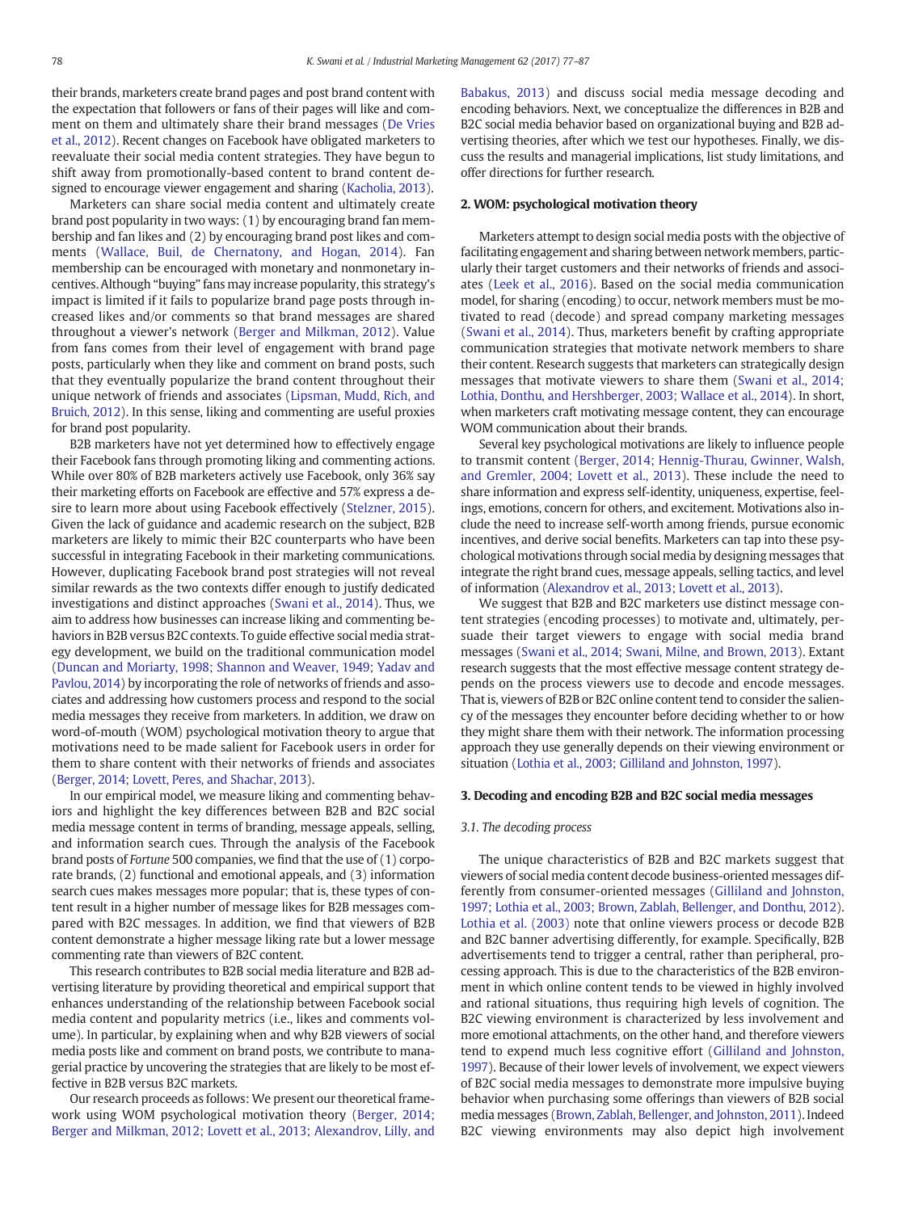their brands, marketers create brand pages and post brand content with the expectation that followers or fans of their pages will like and comment on them and ultimately share their brand messages (De Vries et al., 2012). Recent changes on Facebook have obligated marketers to reevaluate their social media content strategies. They have begun to shift away from promotionally-based content to brand content designed to encourage viewer engagement and sharing (Kacholia, 2013).

Marketers can share social media content and ultimately create brand post popularity in two ways: (1) by encouraging brand fan membership and fan likes and (2) by encouraging brand post likes and comments (Wallace, Buil, de Chernatony, and Hogan, 2014). Fan membership can be encouraged with monetary and nonmonetary incentives. Although "buying" fans may increase popularity, this strategy's impact is limited if it fails to popularize brand page posts through increased likes and/or comments so that brand messages are shared throughout a viewer's network (Berger and Milkman, 2012). Value from fans comes from their level of engagement with brand page posts, particularly when they like and comment on brand posts, such that they eventually popularize the brand content throughout their unique network of friends and associates (Lipsman, Mudd, Rich, and Bruich, 2012). In this sense, liking and commenting are useful proxies for brand post popularity.

B2B marketers have not yet determined how to effectively engage their Facebook fans through promoting liking and commenting actions. While over 80% of B2B marketers actively use Facebook, only 36% say their marketing efforts on Facebook are effective and 57% express a desire to learn more about using Facebook effectively (Stelzner, 2015). Given the lack of guidance and academic research on the subject, B2B marketers are likely to mimic their B2C counterparts who have been successful in integrating Facebook in their marketing communications. However, duplicating Facebook brand post strategies will not reveal similar rewards as the two contexts differ enough to justify dedicated investigations and distinct approaches (Swani et al., 2014). Thus, we aim to address how businesses can increase liking and commenting behaviors in B2B versus B2C contexts. To guide effective social media strategy development, we build on the traditional communication model (Duncan and Moriarty, 1998; Shannon and Weaver, 1949; Yadav and Pavlou, 2014) by incorporating the role of networks of friends and associates and addressing how customers process and respond to the social media messages they receive from marketers. In addition, we draw on word-of-mouth (WOM) psychological motivation theory to argue that motivations need to be made salient for Facebook users in order for them to share content with their networks of friends and associates (Berger, 2014; Lovett, Peres, and Shachar, 2013).

In our empirical model, we measure liking and commenting behaviors and highlight the key differences between B2B and B2C social media message content in terms of branding, message appeals, selling, and information search cues. Through the analysis of the Facebook brand posts of *Fortune* 500 companies, we find that the use of (1) corporate brands, (2) functional and emotional appeals, and (3) information search cues makes messages more popular; that is, these types of content result in a higher number of message likes for B2B messages compared with B2C messages. In addition, we find that viewers of B2B content demonstrate a higher message liking rate but a lower message commenting rate than viewers of B2C content.

This research contributes to B2B social media literature and B2B advertising literature by providing theoretical and empirical support that enhances understanding of the relationship between Facebook social media content and popularity metrics (i.e., likes and comments volume). In particular, by explaining when and why B2B viewers of social media posts like and comment on brand posts, we contribute to managerial practice by uncovering the strategies that are likely to be most effective in B2B versus B2C markets.

Our research proceeds as follows: We present our theoretical framework using WOM psychological motivation theory (Berger, 2014; Berger and Milkman, 2012; Lovett et al., 2013; Alexandrov, Lilly, and Babakus, 2013) and discuss social media message decoding and encoding behaviors. Next, we conceptualize the differences in B2B and B2C social media behavior based on organizational buying and B2B advertising theories, after which we test our hypotheses. Finally, we discuss the results and managerial implications, list study limitations, and offer directions for further research.

## 2. WOM: psychological motivation theory

Marketers attempt to design social media posts with the objective of facilitating engagement and sharing between network members, particularly their target customers and their networks of friends and associates (Leek et al., 2016). Based on the social media communication model, for sharing (encoding) to occur, network members must be motivated to read (decode) and spread company marketing messages (Swani et al., 2014). Thus, marketers benefit by crafting appropriate communication strategies that motivate network members to share their content. Research suggests that marketers can strategically design messages that motivate viewers to share them (Swani et al., 2014; Lothia, Donthu, and Hershberger, 2003; Wallace et al., 2014). In short, when marketers craft motivating message content, they can encourage WOM communication about their brands.

Several key psychological motivations are likely to influence people to transmit content (Berger, 2014; Hennig-Thurau, Gwinner, Walsh, and Gremler, 2004; Lovett et al., 2013). These include the need to share information and express self-identity, uniqueness, expertise, feelings, emotions, concern for others, and excitement. Motivations also include the need to increase self-worth among friends, pursue economic incentives, and derive social benefits. Marketers can tap into these psychological motivations through social media by designing messages that integrate the right brand cues, message appeals, selling tactics, and level of information (Alexandrov et al., 2013; Lovett et al., 2013).

We suggest that B2B and B2C marketers use distinct message content strategies (encoding processes) to motivate and, ultimately, persuade their target viewers to engage with social media brand messages (Swani et al., 2014; Swani, Milne, and Brown, 2013). Extant research suggests that the most effective message content strategy depends on the process viewers use to decode and encode messages. That is, viewers of B2B or B2C online content tend to consider the saliency of the messages they encounter before deciding whether to or how they might share them with their network. The information processing approach they use generally depends on their viewing environment or situation (Lothia et al., 2003; Gilliland and Johnston, 1997).

## 3. Decoding and encoding B2B and B2C social media messages

### 3.1. The decoding process

The unique characteristics of B2B and B2C markets suggest that viewers of social media content decode business-oriented messages differently from consumer-oriented messages (Gilliland and Johnston, 1997; Lothia et al., 2003; Brown, Zablah, Bellenger, and Donthu, 2012). Lothia et al. (2003) note that online viewers process or decode B2B and B2C banner advertising differently, for example. Specifically, B2B advertisements tend to trigger a central, rather than peripheral, processing approach. This is due to the characteristics of the B2B environment in which online content tends to be viewed in highly involved and rational situations, thus requiring high levels of cognition. The B2C viewing environment is characterized by less involvement and more emotional attachments, on the other hand, and therefore viewers tend to expend much less cognitive effort (Gilliland and Johnston, 1997). Because of their lower levels of involvement, we expect viewers of B2C social media messages to demonstrate more impulsive buying behavior when purchasing some offerings than viewers of B2B social media messages (Brown, Zablah, Bellenger, and Johnston, 2011). Indeed B2C viewing environments may also depict high involvement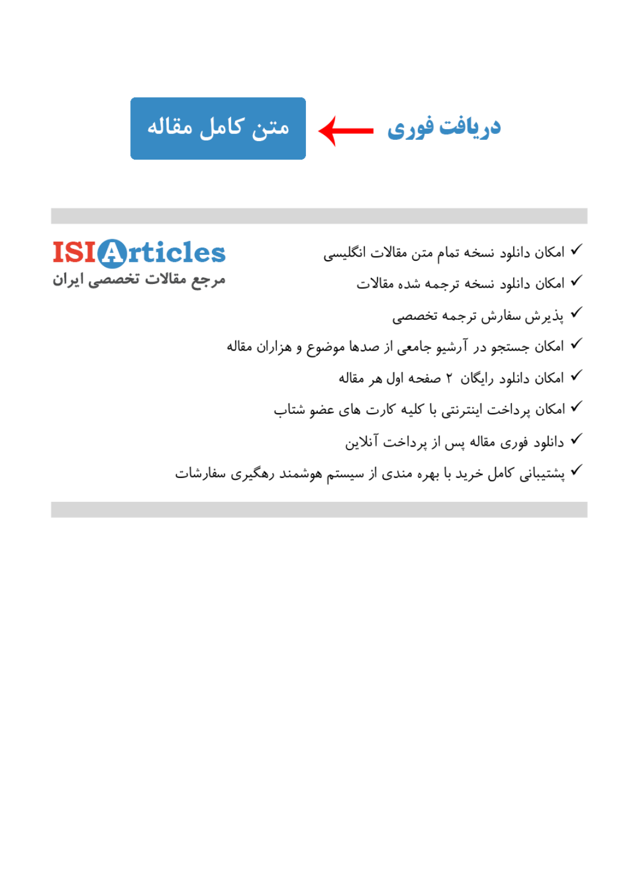متن کامل مقاله ← دریافت فوری

ISIArticles
مرجع مقالات تخصصی ایران

- ✓ امکان دانلود نسخه تمام متن مقالات انگلیسی
- ✓ امکان دانلود نسخه ترجمه شده مقالات
- ✓ پذیرش سفارش ترجمه تخصصی
- ✓ امکان جستجو در آرشیو جامعی از صدها موضوع و هزاران مقاله
- ✓ امکان دانلود رایگان ۲ صفحه اول هر مقاله
- ✓ امکان پرداخت اینترنتی با کلیه کارت های عضو شتاب
- ✓ دانلود فوری مقاله پس از پرداخت آنلاین
- ✓ پشتیبانی کامل خرید با بهره مندی از سیستم هوشمند رهگیری سفارشات